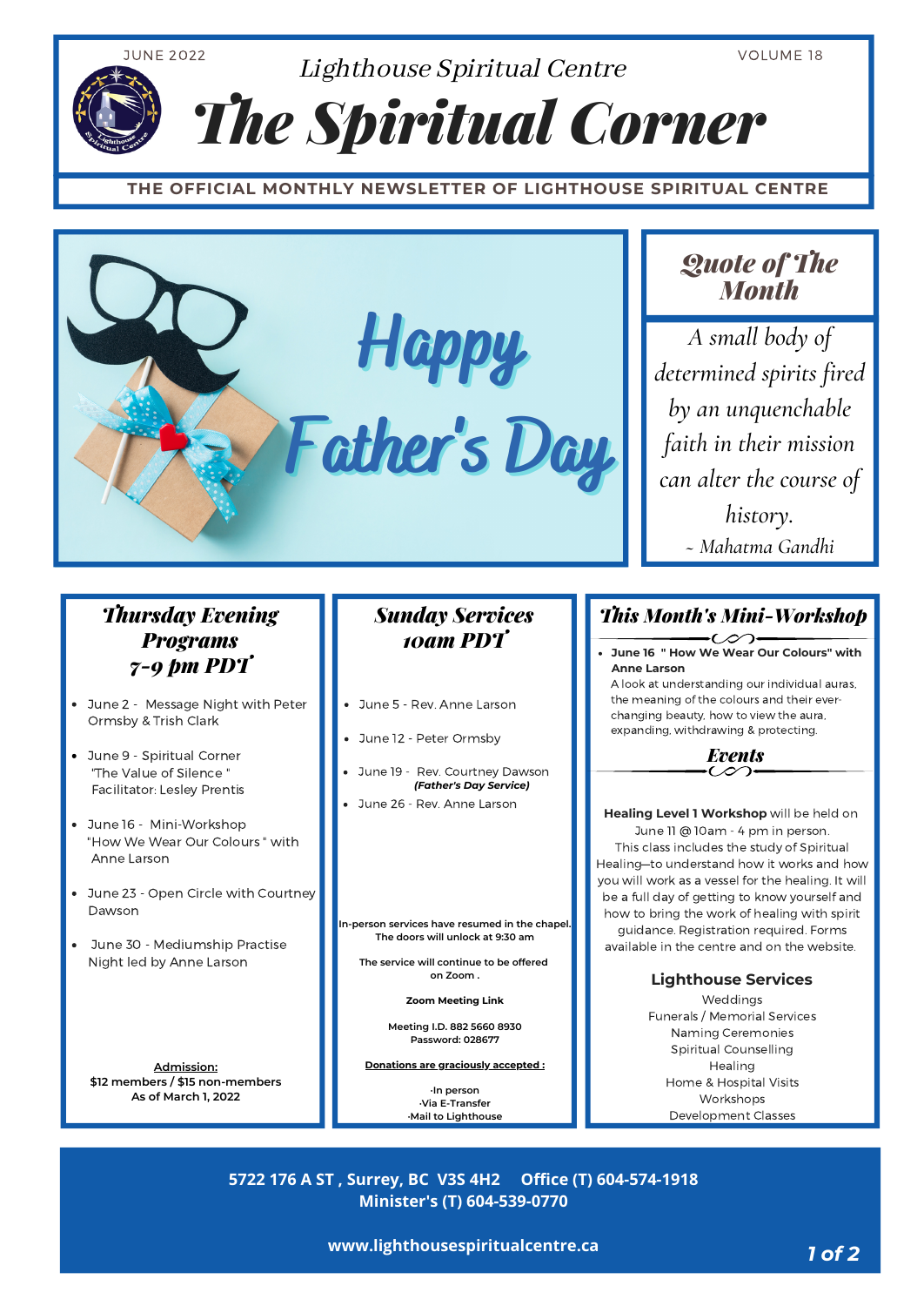JUNE 2022

Lighthouse Spiritual Centre

# The Spiritual Corner

**THE OFFICIAL MONTHLY NEWSLETTER OF LIGHTHOUSE SPIRITUAL CENTRE**

Happy Father's Day

## Quote of The Month

*A small body of determined spirits fired by an unquenchable faith in their mission can alter the course of history.*

*~ Mahatma Gandhi*

## Thursday Evening Programs 7-9 pm PDT

- June 2 - Message Night with Peter Ormsby & Trish Clark
- June 9 - Spiritual Corner "The Value of Silence " Facilitator: Lesley Prentis
- June 16 - Mini-Workshop "How We Wear Our Colours " with Anne Larson
- June 23 - Open Circle with Courtney Dawson
- June 30 - Mediumship Practise Night led by Anne Larson

**Admission:**
**$12 members / $15 non-members**
**As of March 1, 2022**

## Sunday Services 10am PDT

- June 5 - Rev. Anne Larson
- June 12 - Peter Ormsby
- June 19 - Rev. Courtney Dawson *(Father's Day Service)*
- June 26 - Rev. Anne Larson

**In-person services have resumed in the chapel. The doors will unlock at 9:30 am**

**The service will continue to be offered on Zoom .**

**Zoom Meeting Link**

**Meeting I.D. 882 5660 8930**
**Password: 028677**

**Donations are graciously accepted :**

**·In person**
**·Via E-Transfer**
**·Mail to Lighthouse**

## This Month's Mini-Workshop

- **June 16 " How We Wear Our Colours" with Anne Larson**
  A look at understanding our individual auras, the meaning of the colours and their ever-changing beauty, how to view the aura, expanding, withdrawing & protecting.

## Events

**Healing Level 1 Workshop** will be held on June 11 @ 10am - 4 pm in person. This class includes the study of Spiritual Healing—to understand how it works and how you will work as a vessel for the healing. It will be a full day of getting to know yourself and how to bring the work of healing with spirit guidance. Registration required. Forms available in the centre and on the website.

### Lighthouse Services

Weddings
Funerals / Memorial Services
Naming Ceremonies
Spiritual Counselling
Healing
Home & Hospital Visits
Workshops
Development Classes

**5722 176 A ST , Surrey, BC V3S 4H2 Office (T) 604-574-1918**
**Minister's (T) 604-539-0770**

**www.lighthousespiritualcentre.ca**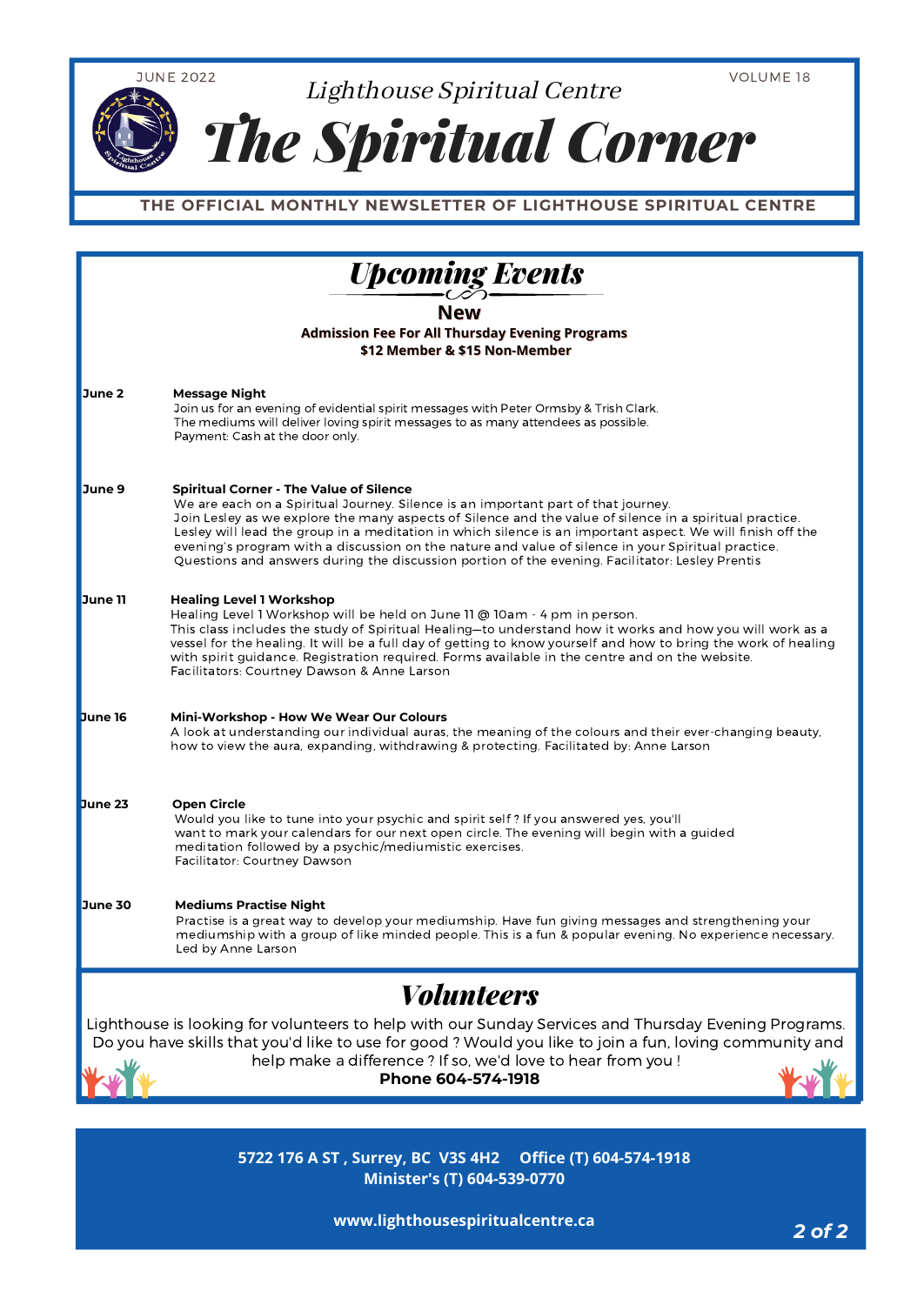JUNE 2022

Lighthouse Spiritual Centre

# The Spiritual Corner

THE OFFICIAL MONTHLY NEWSLETTER OF LIGHTHOUSE SPIRITUAL CENTRE

## Upcoming Events

### New

**Admission Fee For All Thursday Evening Programs**
**$12 Member & $15 Non-Member**

**June 2** — **Message Night**
Join us for an evening of evidential spirit messages with Peter Ormsby & Trish Clark.
The mediums will deliver loving spirit messages to as many attendees as possible.
Payment: Cash at the door only.

**June 9** — **Spiritual Corner - The Value of Silence**
We are each on a Spiritual Journey. Silence is an important part of that journey.
Join Lesley as we explore the many aspects of Silence and the value of silence in a spiritual practice.
Lesley will lead the group in a meditation in which silence is an important aspect. We will finish off the evening's program with a discussion on the nature and value of silence in your Spiritual practice.
Questions and answers during the discussion portion of the evening. Facilitator: Lesley Prentis

**June 11** — **Healing Level 1 Workshop**
Healing Level 1 Workshop will be held on June 11 @ 10am - 4 pm in person.
This class includes the study of Spiritual Healing—to understand how it works and how you will work as a vessel for the healing. It will be a full day of getting to know yourself and how to bring the work of healing with spirit guidance. Registration required. Forms available in the centre and on the website.
Facilitators: Courtney Dawson & Anne Larson

**June 16** — **Mini-Workshop - How We Wear Our Colours**
A look at understanding our individual auras, the meaning of the colours and their ever-changing beauty, how to view the aura, expanding, withdrawing & protecting. Facilitated by: Anne Larson

**June 23** — **Open Circle**
Would you like to tune into your psychic and spirit self ? If you answered yes, you'll want to mark your calendars for our next open circle. The evening will begin with a guided meditation followed by a psychic/mediumistic exercises.
Facilitator: Courtney Dawson

**June 30** — **Mediums Practise Night**
Practise is a great way to develop your mediumship. Have fun giving messages and strengthening your mediumship with a group of like minded people. This is a fun & popular evening. No experience necessary.
Led by Anne Larson

## Volunteers

Lighthouse is looking for volunteers to help with our Sunday Services and Thursday Evening Programs. Do you have skills that you'd like to use for good ? Would you like to join a fun, loving community and help make a difference ? If so, we'd love to hear from you !

**Phone 604-574-1918**

**5722 176 A ST , Surrey, BC V3S 4H2 Office (T) 604-574-1918**
**Minister's (T) 604-539-0770**

**www.lighthousespiritualcentre.ca**